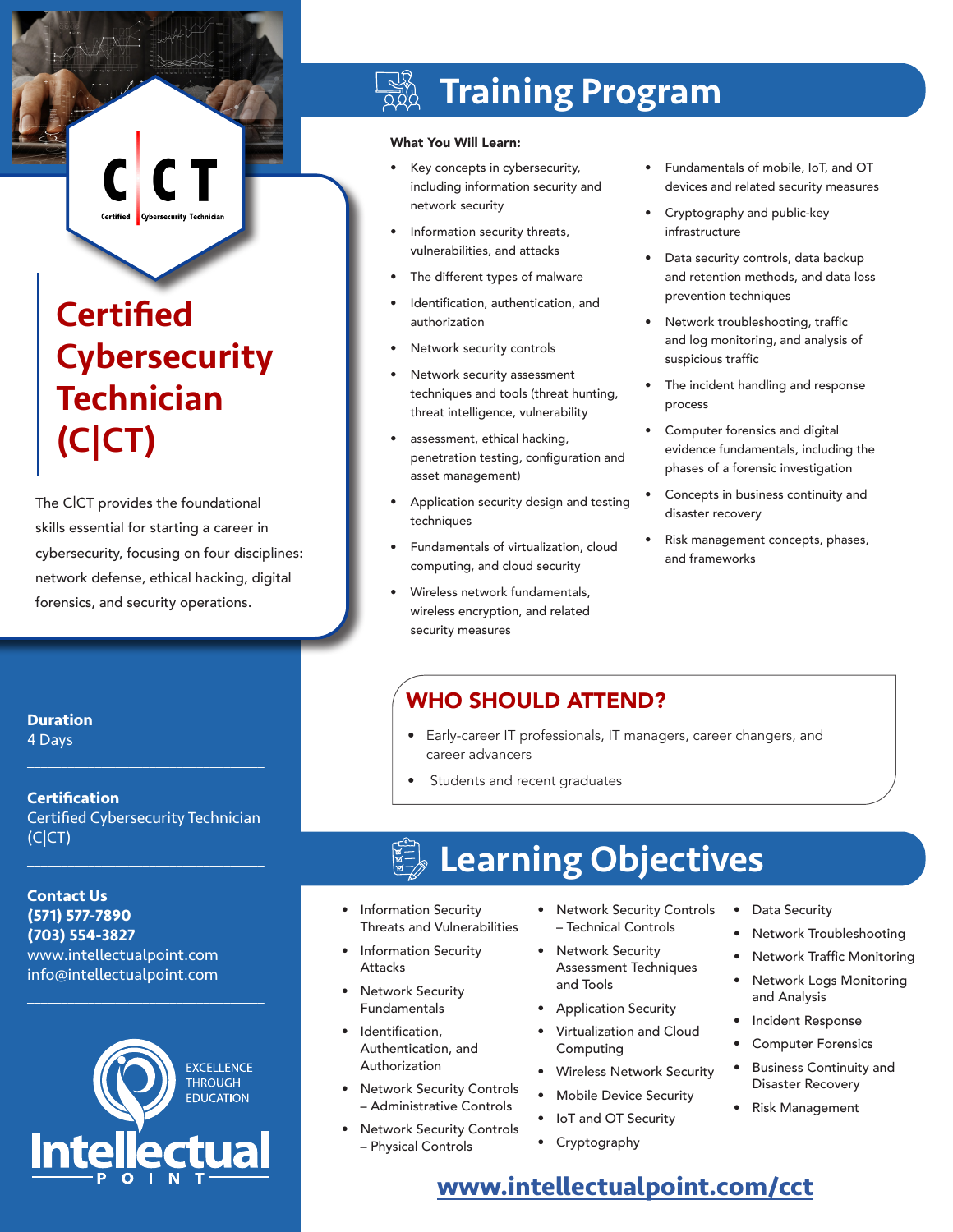# Certified Cybersecurity Technician (C|CT)

The C|CT provides the foundational skills essential for starting a career in cybersecurity, focusing on four disciplines: network defense, ethical hacking, digital forensics, and security operations.

**Duration**
4 Days

**Certification**
Certified Cybersecurity Technician (C|CT)

**Contact Us**
**(571) 577-7890**
**(703) 554-3827**
www.intellectualpoint.com
info@intellectualpoint.com

EXCELLENCE THROUGH EDUCATION

Intellectual POINT

## Training Program

**What You Will Learn:**

- Key concepts in cybersecurity, including information security and network security
- Information security threats, vulnerabilities, and attacks
- The different types of malware
- Identification, authentication, and authorization
- Network security controls
- Network security assessment techniques and tools (threat hunting, threat intelligence, vulnerability
- assessment, ethical hacking, penetration testing, configuration and asset management)
- Application security design and testing techniques
- Fundamentals of virtualization, cloud computing, and cloud security
- Wireless network fundamentals, wireless encryption, and related security measures
- Fundamentals of mobile, IoT, and OT devices and related security measures
- Cryptography and public-key infrastructure
- Data security controls, data backup and retention methods, and data loss prevention techniques
- Network troubleshooting, traffic and log monitoring, and analysis of suspicious traffic
- The incident handling and response process
- Computer forensics and digital evidence fundamentals, including the phases of a forensic investigation
- Concepts in business continuity and disaster recovery
- Risk management concepts, phases, and frameworks

## WHO SHOULD ATTEND?

- Early-career IT professionals, IT managers, career changers, and career advancers
- Students and recent graduates

## Learning Objectives

- Information Security Threats and Vulnerabilities
- Information Security Attacks
- Network Security Fundamentals
- Identification, Authentication, and Authorization
- Network Security Controls – Administrative Controls
- Network Security Controls – Physical Controls
- Network Security Controls – Technical Controls
- Network Security Assessment Techniques and Tools
- Application Security
- Virtualization and Cloud Computing
- Wireless Network Security
- Mobile Device Security
- IoT and OT Security
- Cryptography
- Data Security
- Network Troubleshooting
- Network Traffic Monitoring
- Network Logs Monitoring and Analysis
- Incident Response
- Computer Forensics
- Business Continuity and Disaster Recovery
- Risk Management

www.intellectualpoint.com/cct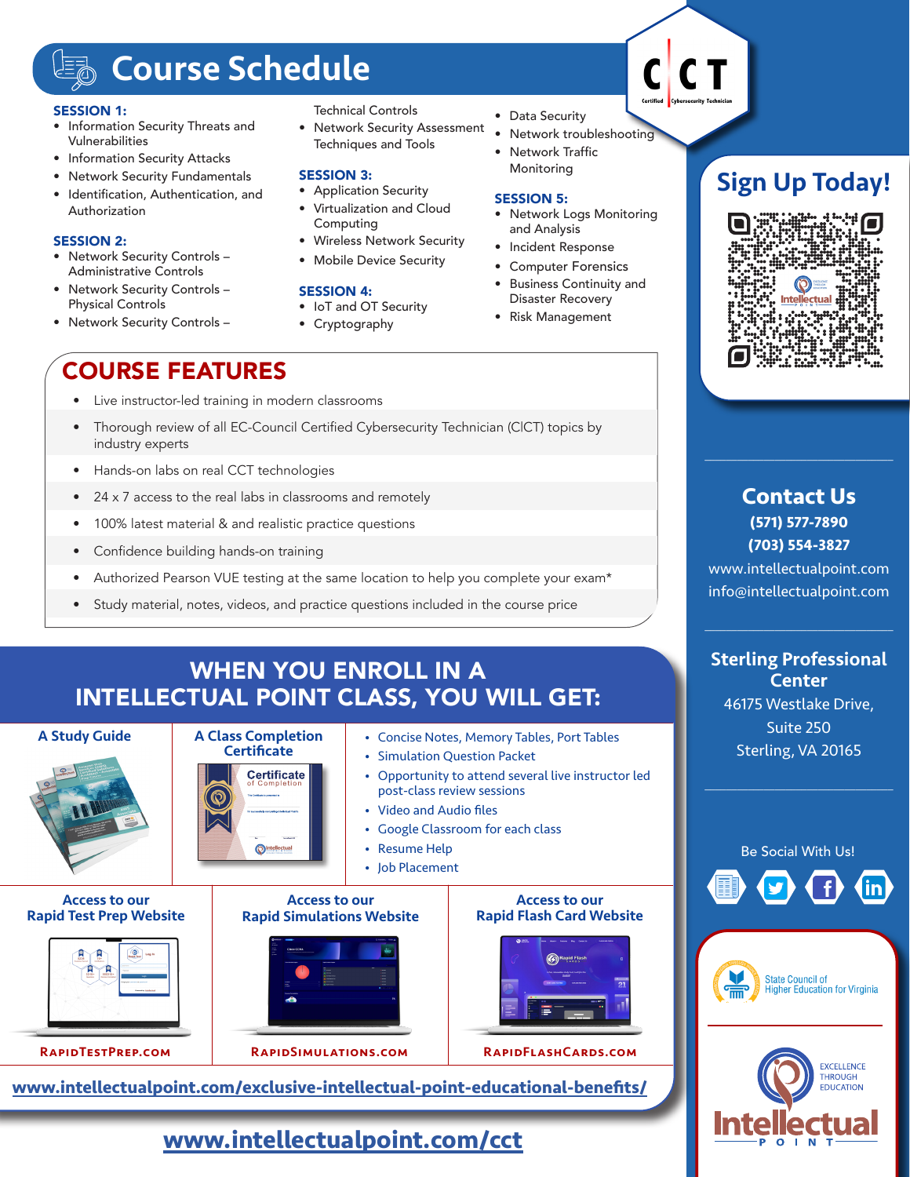# Course Schedule

**SESSION 1:**
- Information Security Threats and Vulnerabilities
- Information Security Attacks
- Network Security Fundamentals
- Identification, Authentication, and Authorization

**SESSION 2:**
- Network Security Controls – Administrative Controls
- Network Security Controls – Physical Controls
- Network Security Controls – Technical Controls
- Network Security Assessment Techniques and Tools

**SESSION 3:**
- Application Security
- Virtualization and Cloud Computing
- Wireless Network Security
- Mobile Device Security

**SESSION 4:**
- IoT and OT Security
- Cryptography
- Data Security
- Network troubleshooting
- Network Traffic Monitoring

**SESSION 5:**
- Network Logs Monitoring and Analysis
- Incident Response
- Computer Forensics
- Business Continuity and Disaster Recovery
- Risk Management

## COURSE FEATURES

- Live instructor-led training in modern classrooms
- Thorough review of all EC-Council Certified Cybersecurity Technician (C|CT) topics by industry experts
- Hands-on labs on real CCT technologies
- 24 x 7 access to the real labs in classrooms and remotely
- 100% latest material & and realistic practice questions
- Confidence building hands-on training
- Authorized Pearson VUE testing at the same location to help you complete your exam*
- Study material, notes, videos, and practice questions included in the course price

## WHEN YOU ENROLL IN A INTELLECTUAL POINT CLASS, YOU WILL GET:

**A Study Guide**

**A Class Completion Certificate**

- Concise Notes, Memory Tables, Port Tables
- Simulation Question Packet
- Opportunity to attend several live instructor led post-class review sessions
- Video and Audio files
- Google Classroom for each class
- Resume Help
- Job Placement

**Access to our Rapid Test Prep Website** – RAPIDTESTPREP.COM

**Access to our Rapid Simulations Website** – RAPIDSIMULATIONS.COM

**Access to our Rapid Flash Card Website** – RAPIDFLASHCARDS.COM

www.intellectualpoint.com/exclusive-intellectual-point-educational-benefits/

**www.intellectualpoint.com/cct**

## Sign Up Today!

## Contact Us

**(571) 577-7890**
**(703) 554-3827**
www.intellectualpoint.com
info@intellectualpoint.com

**Sterling Professional Center**
46175 Westlake Drive,
Suite 250
Sterling, VA 20165

Be Social With Us!

State Council of Higher Education for Virginia

Intellectual Point – Excellence Through Education